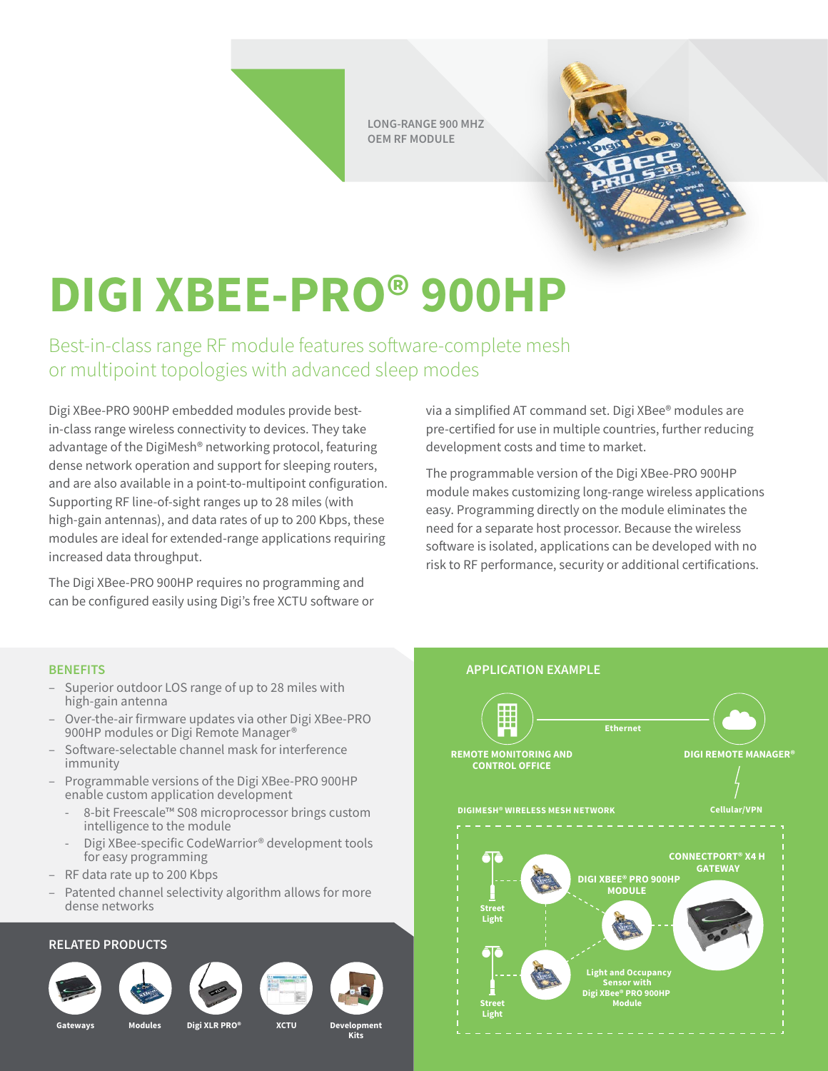LONG-RANGE 900 MHZ
OEM RF MODULE

# DIGI XBEE-PRO® 900HP

## Best-in-class range RF module features software-complete mesh or multipoint topologies with advanced sleep modes

Digi XBee-PRO 900HP embedded modules provide best-in-class range wireless connectivity to devices. They take advantage of the DigiMesh® networking protocol, featuring dense network operation and support for sleeping routers, and are also available in a point-to-multipoint configuration. Supporting RF line-of-sight ranges up to 28 miles (with high-gain antennas), and data rates of up to 200 Kbps, these modules are ideal for extended-range applications requiring increased data throughput.

The Digi XBee-PRO 900HP requires no programming and can be configured easily using Digi's free XCTU software or via a simplified AT command set. Digi XBee® modules are pre-certified for use in multiple countries, further reducing development costs and time to market.

The programmable version of the Digi XBee-PRO 900HP module makes customizing long-range wireless applications easy. Programming directly on the module eliminates the need for a separate host processor. Because the wireless software is isolated, applications can be developed with no risk to RF performance, security or additional certifications.

### BENEFITS

- Superior outdoor LOS range of up to 28 miles with high-gain antenna
- Over-the-air firmware updates via other Digi XBee-PRO 900HP modules or Digi Remote Manager®
- Software-selectable channel mask for interference immunity
- Programmable versions of the Digi XBee-PRO 900HP enable custom application development
  - 8-bit Freescale™ S08 microprocessor brings custom intelligence to the module
  - Digi XBee-specific CodeWarrior® development tools for easy programming
- RF data rate up to 200 Kbps
- Patented channel selectivity algorithm allows for more dense networks

### RELATED PRODUCTS

Gateways | Modules | Digi XLR PRO® | XCTU | Development Kits

### APPLICATION EXAMPLE

REMOTE MONITORING AND CONTROL OFFICE — Ethernet — DIGI REMOTE MANAGER®

Cellular/VPN

DIGIMESH® WIRELESS MESH NETWORK

CONNECTPORT® X4 H GATEWAY

DIGI XBEE® PRO 900HP MODULE

Street Light

Street Light

Light and Occupancy Sensor with Digi XBee® PRO 900HP Module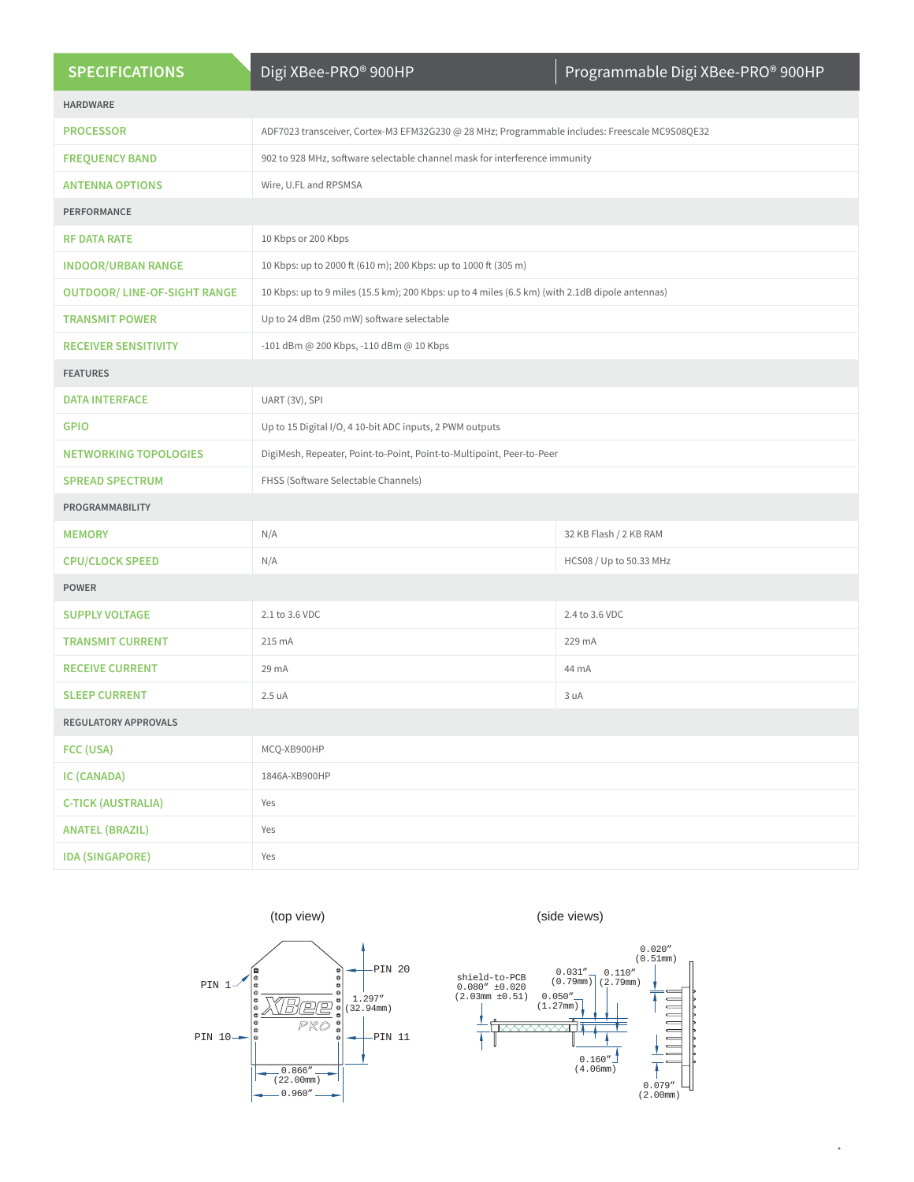| SPECIFICATIONS | Digi XBee-PRO® 900HP | Programmable Digi XBee-PRO® 900HP |
|---|---|---|
| **HARDWARE** | | |
| PROCESSOR | ADF7023 transceiver, Cortex-M3 EFM32G230 @ 28 MHz; Programmable includes: Freescale MC9S08QE32 | |
| FREQUENCY BAND | 902 to 928 MHz, software selectable channel mask for interference immunity | |
| ANTENNA OPTIONS | Wire, U.FL and RPSMSA | |
| **PERFORMANCE** | | |
| RF DATA RATE | 10 Kbps or 200 Kbps | |
| INDOOR/URBAN RANGE | 10 Kbps: up to 2000 ft (610 m); 200 Kbps: up to 1000 ft (305 m) | |
| OUTDOOR/ LINE-OF-SIGHT RANGE | 10 Kbps: up to 9 miles (15.5 km); 200 Kbps: up to 4 miles (6.5 km) (with 2.1dB dipole antennas) | |
| TRANSMIT POWER | Up to 24 dBm (250 mW) software selectable | |
| RECEIVER SENSITIVITY | -101 dBm @ 200 Kbps, -110 dBm @ 10 Kbps | |
| **FEATURES** | | |
| DATA INTERFACE | UART (3V), SPI | |
| GPIO | Up to 15 Digital I/O, 4 10-bit ADC inputs, 2 PWM outputs | |
| NETWORKING TOPOLOGIES | DigiMesh, Repeater, Point-to-Point, Point-to-Multipoint, Peer-to-Peer | |
| SPREAD SPECTRUM | FHSS (Software Selectable Channels) | |
| **PROGRAMMABILITY** | | |
| MEMORY | N/A | 32 KB Flash / 2 KB RAM |
| CPU/CLOCK SPEED | N/A | HCS08 / Up to 50.33 MHz |
| **POWER** | | |
| SUPPLY VOLTAGE | 2.1 to 3.6 VDC | 2.4 to 3.6 VDC |
| TRANSMIT CURRENT | 215 mA | 229 mA |
| RECEIVE CURRENT | 29 mA | 44 mA |
| SLEEP CURRENT | 2.5 uA | 3 uA |
| **REGULATORY APPROVALS** | | |
| FCC (USA) | MCQ-XB900HP | |
| IC (CANADA) | 1846A-XB900HP | |
| C-TICK (AUSTRALIA) | Yes | |
| ANATEL (BRAZIL) | Yes | |
| IDA (SINGAPORE) | Yes | |

(top view)

PIN 1, PIN 10, PIN 20, PIN 11

1.297″ (32.94mm)

0.866″ (22.00mm)

0.960″

(side views)

shield-to-PCB 0.080″ ±0.020 (2.03mm ±0.51)

0.031″ (0.79mm)

0.110″ (2.79mm)

0.050″ (1.27mm)

0.160″ (4.06mm)

0.020″ (0.51mm)

0.079″ (2.00mm)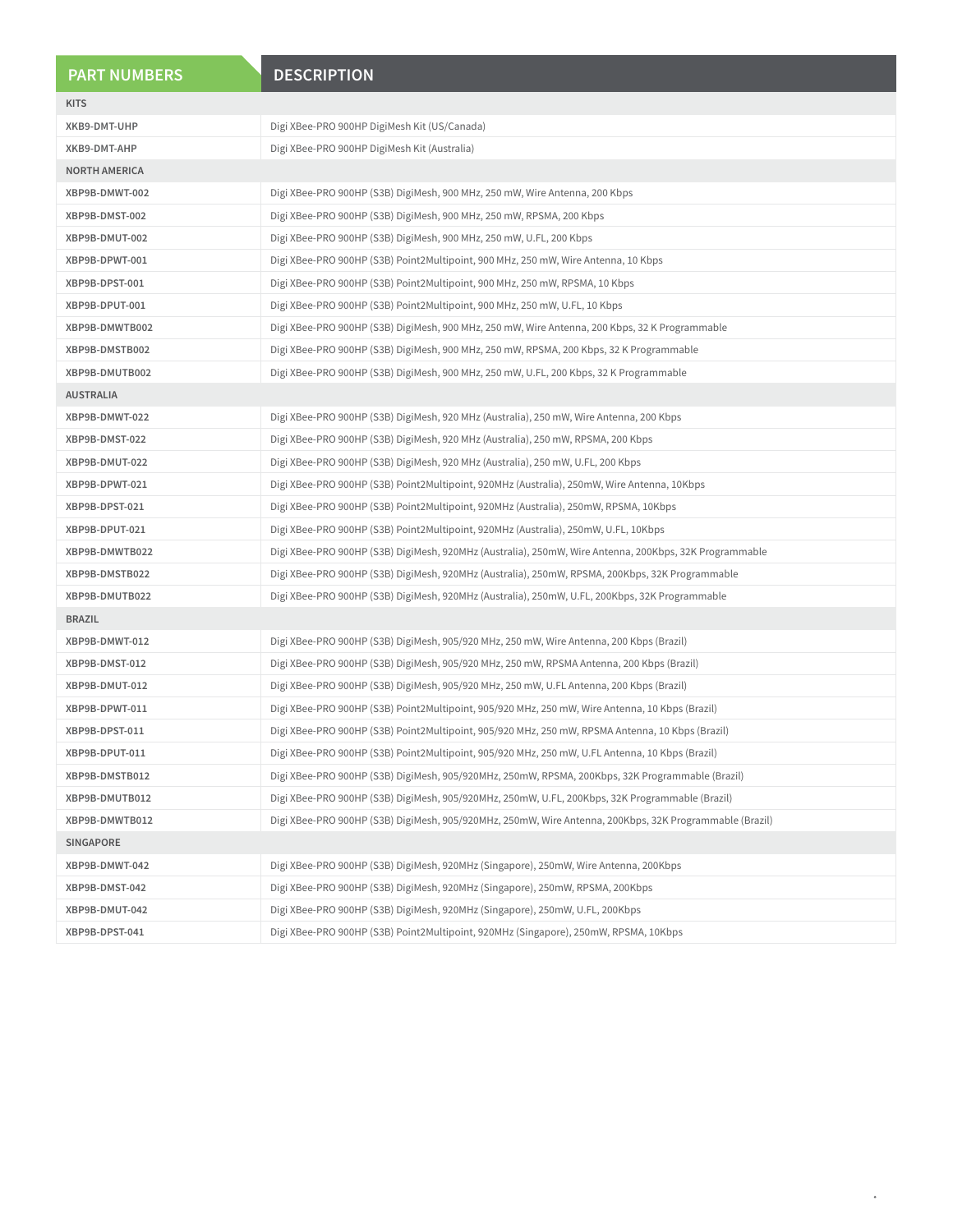| PART NUMBERS | DESCRIPTION |
| --- | --- |
| **KITS** | |
| **XKB9-DMT-UHP** | Digi XBee-PRO 900HP DigiMesh Kit (US/Canada) |
| **XKB9-DMT-AHP** | Digi XBee-PRO 900HP DigiMesh Kit (Australia) |
| **NORTH AMERICA** | |
| **XBP9B-DMWT-002** | Digi XBee-PRO 900HP (S3B) DigiMesh, 900 MHz, 250 mW, Wire Antenna, 200 Kbps |
| **XBP9B-DMST-002** | Digi XBee-PRO 900HP (S3B) DigiMesh, 900 MHz, 250 mW, RPSMA, 200 Kbps |
| **XBP9B-DMUT-002** | Digi XBee-PRO 900HP (S3B) DigiMesh, 900 MHz, 250 mW, U.FL, 200 Kbps |
| **XBP9B-DPWT-001** | Digi XBee-PRO 900HP (S3B) Point2Multipoint, 900 MHz, 250 mW, Wire Antenna, 10 Kbps |
| **XBP9B-DPST-001** | Digi XBee-PRO 900HP (S3B) Point2Multipoint, 900 MHz, 250 mW, RPSMA, 10 Kbps |
| **XBP9B-DPUT-001** | Digi XBee-PRO 900HP (S3B) Point2Multipoint, 900 MHz, 250 mW, U.FL, 10 Kbps |
| **XBP9B-DMWTB002** | Digi XBee-PRO 900HP (S3B) DigiMesh, 900 MHz, 250 mW, Wire Antenna, 200 Kbps, 32 K Programmable |
| **XBP9B-DMSTB002** | Digi XBee-PRO 900HP (S3B) DigiMesh, 900 MHz, 250 mW, RPSMA, 200 Kbps, 32 K Programmable |
| **XBP9B-DMUTB002** | Digi XBee-PRO 900HP (S3B) DigiMesh, 900 MHz, 250 mW, U.FL, 200 Kbps, 32 K Programmable |
| **AUSTRALIA** | |
| **XBP9B-DMWT-022** | Digi XBee-PRO 900HP (S3B) DigiMesh, 920 MHz (Australia), 250 mW, Wire Antenna, 200 Kbps |
| **XBP9B-DMST-022** | Digi XBee-PRO 900HP (S3B) DigiMesh, 920 MHz (Australia), 250 mW, RPSMA, 200 Kbps |
| **XBP9B-DMUT-022** | Digi XBee-PRO 900HP (S3B) DigiMesh, 920 MHz (Australia), 250 mW, U.FL, 200 Kbps |
| **XBP9B-DPWT-021** | Digi XBee-PRO 900HP (S3B) Point2Multipoint, 920MHz (Australia), 250mW, Wire Antenna, 10Kbps |
| **XBP9B-DPST-021** | Digi XBee-PRO 900HP (S3B) Point2Multipoint, 920MHz (Australia), 250mW, RPSMA, 10Kbps |
| **XBP9B-DPUT-021** | Digi XBee-PRO 900HP (S3B) Point2Multipoint, 920MHz (Australia), 250mW, U.FL, 10Kbps |
| **XBP9B-DMWTB022** | Digi XBee-PRO 900HP (S3B) DigiMesh, 920MHz (Australia), 250mW, Wire Antenna, 200Kbps, 32K Programmable |
| **XBP9B-DMSTB022** | Digi XBee-PRO 900HP (S3B) DigiMesh, 920MHz (Australia), 250mW, RPSMA, 200Kbps, 32K Programmable |
| **XBP9B-DMUTB022** | Digi XBee-PRO 900HP (S3B) DigiMesh, 920MHz (Australia), 250mW, U.FL, 200Kbps, 32K Programmable |
| **BRAZIL** | |
| **XBP9B-DMWT-012** | Digi XBee-PRO 900HP (S3B) DigiMesh, 905/920 MHz, 250 mW, Wire Antenna, 200 Kbps (Brazil) |
| **XBP9B-DMST-012** | Digi XBee-PRO 900HP (S3B) DigiMesh, 905/920 MHz, 250 mW, RPSMA Antenna, 200 Kbps (Brazil) |
| **XBP9B-DMUT-012** | Digi XBee-PRO 900HP (S3B) DigiMesh, 905/920 MHz, 250 mW, U.FL Antenna, 200 Kbps (Brazil) |
| **XBP9B-DPWT-011** | Digi XBee-PRO 900HP (S3B) Point2Multipoint, 905/920 MHz, 250 mW, Wire Antenna, 10 Kbps (Brazil) |
| **XBP9B-DPST-011** | Digi XBee-PRO 900HP (S3B) Point2Multipoint, 905/920 MHz, 250 mW, RPSMA Antenna, 10 Kbps (Brazil) |
| **XBP9B-DPUT-011** | Digi XBee-PRO 900HP (S3B) Point2Multipoint, 905/920 MHz, 250 mW, U.FL Antenna, 10 Kbps (Brazil) |
| **XBP9B-DMSTB012** | Digi XBee-PRO 900HP (S3B) DigiMesh, 905/920MHz, 250mW, RPSMA, 200Kbps, 32K Programmable (Brazil) |
| **XBP9B-DMUTB012** | Digi XBee-PRO 900HP (S3B) DigiMesh, 905/920MHz, 250mW, U.FL, 200Kbps, 32K Programmable (Brazil) |
| **XBP9B-DMWTB012** | Digi XBee-PRO 900HP (S3B) DigiMesh, 905/920MHz, 250mW, Wire Antenna, 200Kbps, 32K Programmable (Brazil) |
| **SINGAPORE** | |
| **XBP9B-DMWT-042** | Digi XBee-PRO 900HP (S3B) DigiMesh, 920MHz (Singapore), 250mW, Wire Antenna, 200Kbps |
| **XBP9B-DMST-042** | Digi XBee-PRO 900HP (S3B) DigiMesh, 920MHz (Singapore), 250mW, RPSMA, 200Kbps |
| **XBP9B-DMUT-042** | Digi XBee-PRO 900HP (S3B) DigiMesh, 920MHz (Singapore), 250mW, U.FL, 200Kbps |
| **XBP9B-DPST-041** | Digi XBee-PRO 900HP (S3B) Point2Multipoint, 920MHz (Singapore), 250mW, RPSMA, 10Kbps |